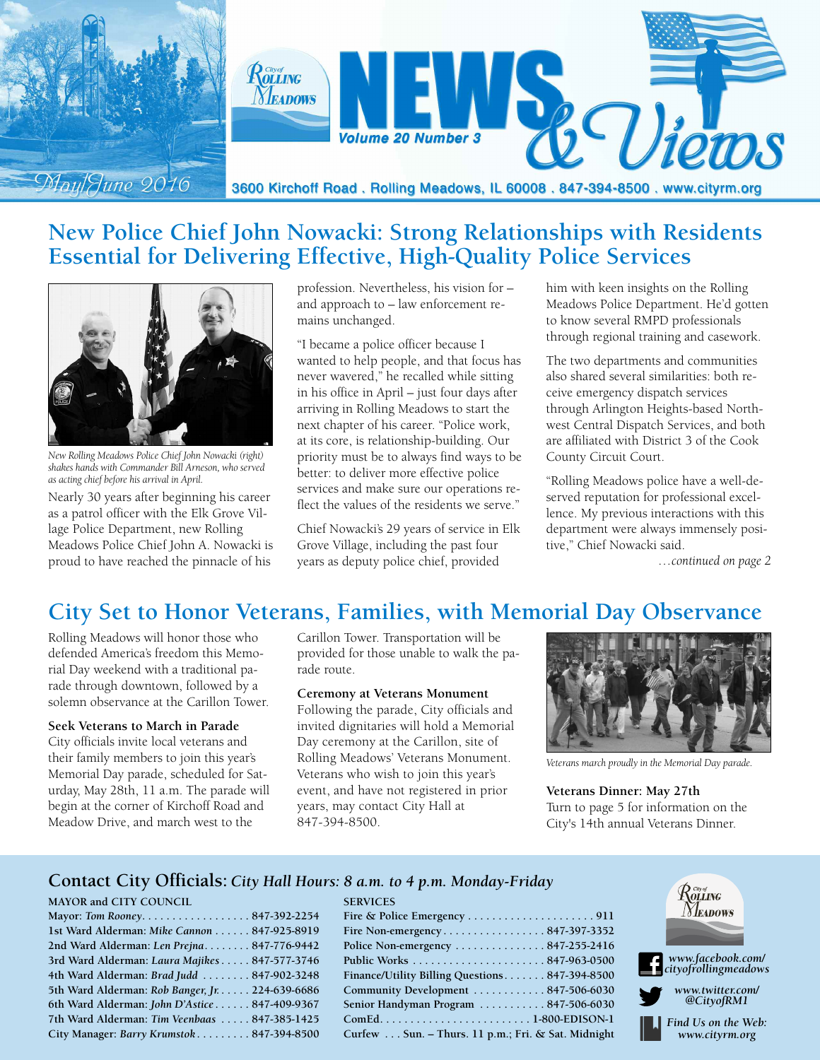# City of Rolling Meadows NEWS & Views

May/June 2016

Volume 20 Number 3

3600 Kirchoff Road . Rolling Meadows, IL 60008 . 847-394-8500 . www.cityrm.org

## New Police Chief John Nowacki: Strong Relationships with Residents Essential for Delivering Effective, High-Quality Police Services

*New Rolling Meadows Police Chief John Nowacki (right) shakes hands with Commander Bill Arneson, who served as acting chief before his arrival in April.*

Nearly 30 years after beginning his career as a patrol officer with the Elk Grove Village Police Department, new Rolling Meadows Police Chief John A. Nowacki is proud to have reached the pinnacle of his profession. Nevertheless, his vision for – and approach to – law enforcement remains unchanged.

"I became a police officer because I wanted to help people, and that focus has never wavered," he recalled while sitting in his office in April – just four days after arriving in Rolling Meadows to start the next chapter of his career. "Police work, at its core, is relationship-building. Our priority must be to always find ways to be better: to deliver more effective police services and make sure our operations reflect the values of the residents we serve."

Chief Nowacki's 29 years of service in Elk Grove Village, including the past four years as deputy police chief, provided him with keen insights on the Rolling Meadows Police Department. He'd gotten to know several RMPD professionals through regional training and casework.

The two departments and communities also shared several similarities: both receive emergency dispatch services through Arlington Heights-based Northwest Central Dispatch Services, and both are affiliated with District 3 of the Cook County Circuit Court.

"Rolling Meadows police have a well-deserved reputation for professional excellence. My previous interactions with this department were always immensely positive," Chief Nowacki said.

*…continued on page 2*

## City Set to Honor Veterans, Families, with Memorial Day Observance

Rolling Meadows will honor those who defended America's freedom this Memorial Day weekend with a traditional parade through downtown, followed by a solemn observance at the Carillon Tower.

**Seek Veterans to March in Parade**

City officials invite local veterans and their family members to join this year's Memorial Day parade, scheduled for Saturday, May 28th, 11 a.m. The parade will begin at the corner of Kirchoff Road and Meadow Drive, and march west to the Carillon Tower. Transportation will be provided for those unable to walk the parade route.

**Ceremony at Veterans Monument**

Following the parade, City officials and invited dignitaries will hold a Memorial Day ceremony at the Carillon, site of Rolling Meadows' Veterans Monument. Veterans who wish to join this year's event, and have not registered in prior years, may contact City Hall at 847-394-8500.

*Veterans march proudly in the Memorial Day parade.*

**Veterans Dinner: May 27th**

Turn to page 5 for information on the City's 14th annual Veterans Dinner.

## Contact City Officials: *City Hall Hours: 8 a.m. to 4 p.m. Monday-Friday*

**MAYOR and CITY COUNCIL**

| | |
|---|---|
| Mayor: *Tom Rooney* | 847-392-2254 |
| 1st Ward Alderman: *Mike Cannon* | 847-925-8919 |
| 2nd Ward Alderman: *Len Prejna* | 847-776-9442 |
| 3rd Ward Alderman: *Laura Majikes* | 847-577-3746 |
| 4th Ward Alderman: *Brad Judd* | 847-902-3248 |
| 5th Ward Alderman: *Rob Banger, Jr.* | 224-639-6686 |
| 6th Ward Alderman: *John D'Astice* | 847-409-9367 |
| 7th Ward Alderman: *Tim Veenbaas* | 847-385-1425 |
| City Manager: *Barry Krumstok* | 847-394-8500 |

**SERVICES**

| | |
|---|---|
| Fire & Police Emergency | 911 |
| Fire Non-emergency | 847-397-3352 |
| Police Non-emergency | 847-255-2416 |
| Public Works | 847-963-0500 |
| Finance/Utility Billing Questions | 847-394-8500 |
| Community Development | 847-506-6030 |
| Senior Handyman Program | 847-506-6030 |
| ComEd | 1-800-EDISON-1 |
| Curfew | Sun. – Thurs. 11 p.m.; Fri. & Sat. Midnight |

*www.facebook.com/cityofrollingmeadows*

*www.twitter.com/@CityofRM1*

*Find Us on the Web: www.cityrm.org*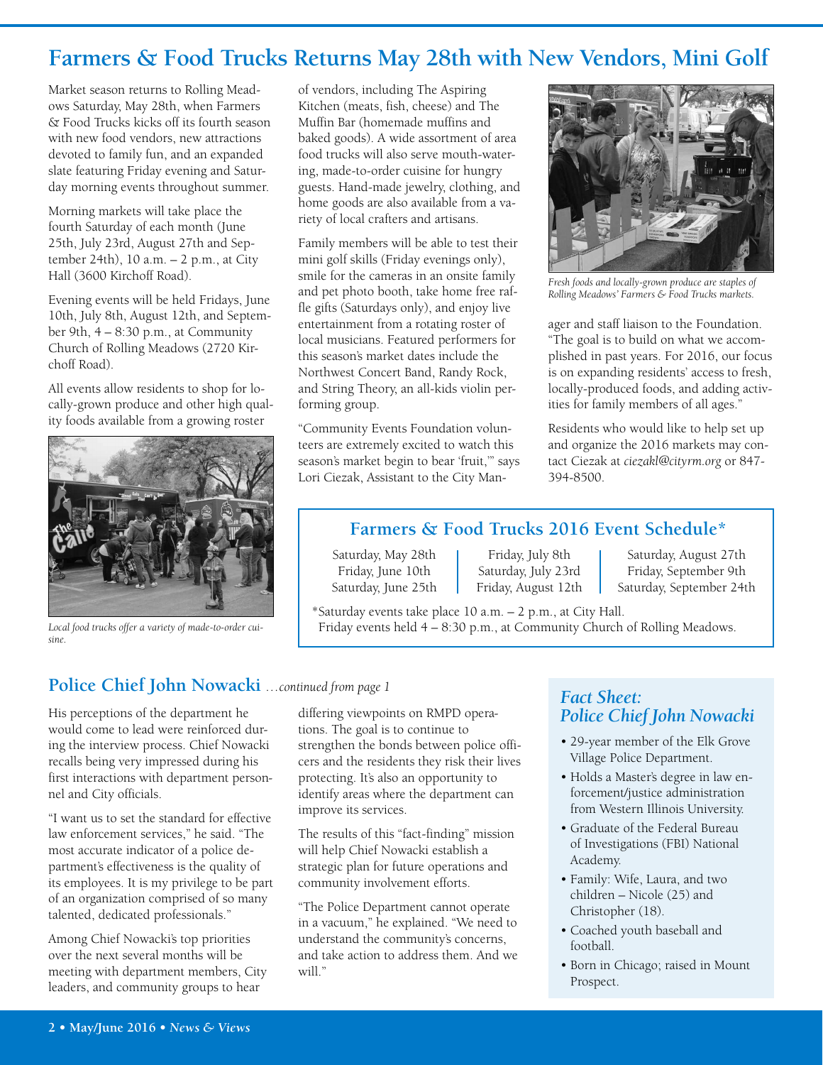## Farmers & Food Trucks Returns May 28th with New Vendors, Mini Golf

Market season returns to Rolling Meadows Saturday, May 28th, when Farmers & Food Trucks kicks off its fourth season with new food vendors, new attractions devoted to family fun, and an expanded slate featuring Friday evening and Saturday morning events throughout summer.

Morning markets will take place the fourth Saturday of each month (June 25th, July 23rd, August 27th and September 24th), 10 a.m. – 2 p.m., at City Hall (3600 Kirchoff Road).

Evening events will be held Fridays, June 10th, July 8th, August 12th, and September 9th, 4 – 8:30 p.m., at Community Church of Rolling Meadows (2720 Kirchoff Road).

All events allow residents to shop for locally-grown produce and other high quality foods available from a growing roster of vendors, including The Aspiring Kitchen (meats, fish, cheese) and The Muffin Bar (homemade muffins and baked goods). A wide assortment of area food trucks will also serve mouth-watering, made-to-order cuisine for hungry guests. Hand-made jewelry, clothing, and home goods are also available from a variety of local crafters and artisans.

*Local food trucks offer a variety of made-to-order cuisine.*

Family members will be able to test their mini golf skills (Friday evenings only), smile for the cameras in an onsite family and pet photo booth, take home free raffle gifts (Saturdays only), and enjoy live entertainment from a rotating roster of local musicians. Featured performers for this season's market dates include the Northwest Concert Band, Randy Rock, and String Theory, an all-kids violin performing group.

"Community Events Foundation volunteers are extremely excited to watch this season's market begin to bear 'fruit,'" says Lori Ciezak, Assistant to the City Manager and staff liaison to the Foundation. "The goal is to build on what we accomplished in past years. For 2016, our focus is on expanding residents' access to fresh, locally-produced foods, and adding activities for family members of all ages."

*Fresh foods and locally-grown produce are staples of Rolling Meadows' Farmers & Food Trucks markets.*

Residents who would like to help set up and organize the 2016 markets may contact Ciezak at *ciezakl@cityrm.org* or 847-394-8500.

### Farmers & Food Trucks 2016 Event Schedule*

| | | |
|---|---|---|
| Saturday, May 28th | Friday, July 8th | Saturday, August 27th |
| Friday, June 10th | Saturday, July 23rd | Friday, September 9th |
| Saturday, June 25th | Friday, August 12th | Saturday, September 24th |

*Saturday events take place 10 a.m. – 2 p.m., at City Hall.
Friday events held 4 – 8:30 p.m., at Community Church of Rolling Meadows.

## Police Chief John Nowacki *…continued from page 1*

His perceptions of the department he would come to lead were reinforced during the interview process. Chief Nowacki recalls being very impressed during his first interactions with department personnel and City officials.

"I want us to set the standard for effective law enforcement services," he said. "The most accurate indicator of a police department's effectiveness is the quality of its employees. It is my privilege to be part of an organization comprised of so many talented, dedicated professionals."

Among Chief Nowacki's top priorities over the next several months will be meeting with department members, City leaders, and community groups to hear differing viewpoints on RMPD operations. The goal is to continue to strengthen the bonds between police officers and the residents they risk their lives protecting. It's also an opportunity to identify areas where the department can improve its services.

The results of this "fact-finding" mission will help Chief Nowacki establish a strategic plan for future operations and community involvement efforts.

"The Police Department cannot operate in a vacuum," he explained. "We need to understand the community's concerns, and take action to address them. And we will."

### *Fact Sheet: Police Chief John Nowacki*

- 29-year member of the Elk Grove Village Police Department.
- Holds a Master's degree in law enforcement/justice administration from Western Illinois University.
- Graduate of the Federal Bureau of Investigations (FBI) National Academy.
- Family: Wife, Laura, and two children – Nicole (25) and Christopher (18).
- Coached youth baseball and football.
- Born in Chicago; raised in Mount Prospect.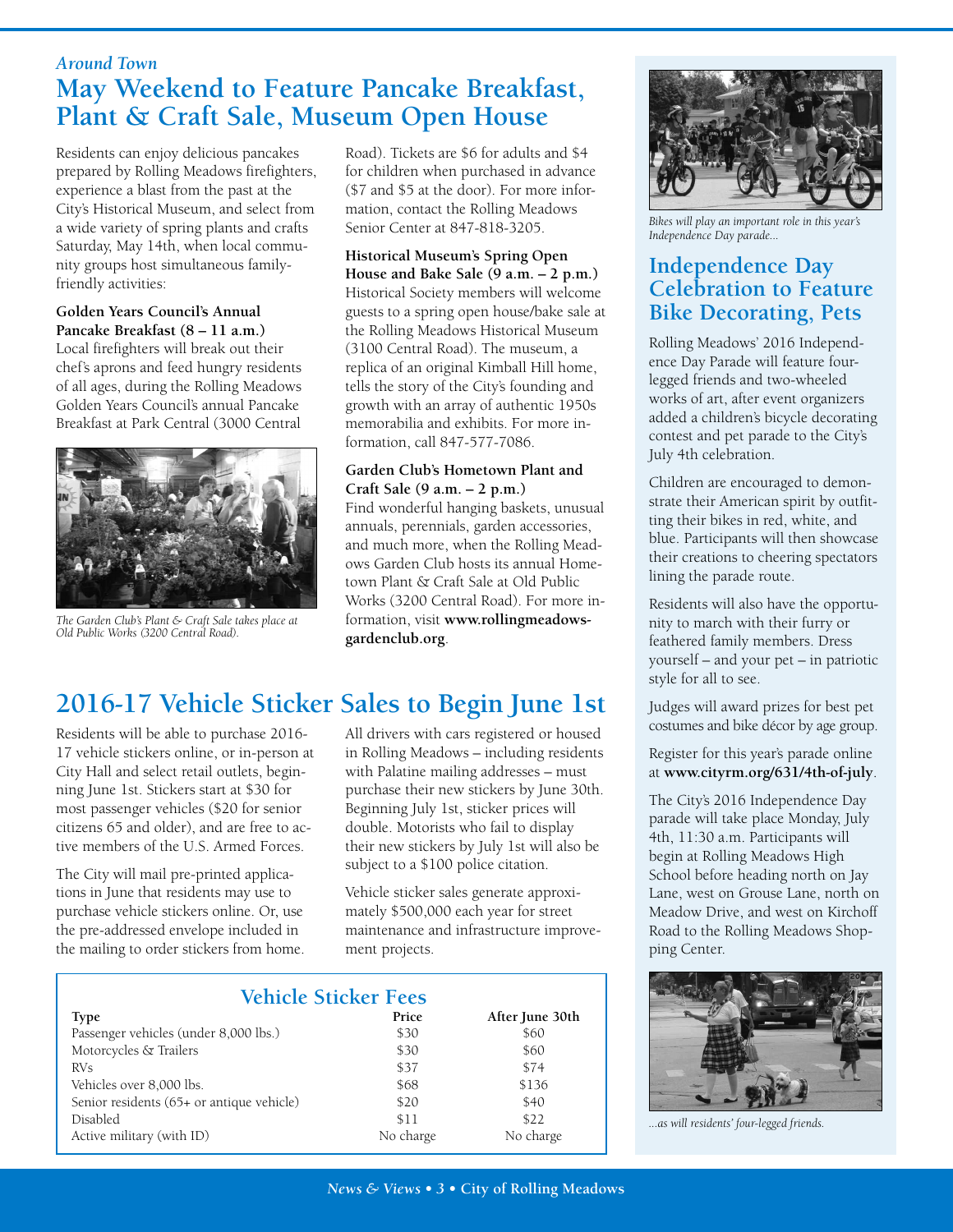*Around Town*

# May Weekend to Feature Pancake Breakfast, Plant & Craft Sale, Museum Open House

Residents can enjoy delicious pancakes prepared by Rolling Meadows firefighters, experience a blast from the past at the City's Historical Museum, and select from a wide variety of spring plants and crafts Saturday, May 14th, when local community groups host simultaneous family-friendly activities:

**Golden Years Council's Annual Pancake Breakfast (8 – 11 a.m.)**
Local firefighters will break out their chef's aprons and feed hungry residents of all ages, during the Rolling Meadows Golden Years Council's annual Pancake Breakfast at Park Central (3000 Central Road). Tickets are $6 for adults and $4 for children when purchased in advance ($7 and $5 at the door). For more information, contact the Rolling Meadows Senior Center at 847-818-3205.

*The Garden Club's Plant & Craft Sale takes place at Old Public Works (3200 Central Road).*

**Historical Museum's Spring Open House and Bake Sale (9 a.m. – 2 p.m.)**
Historical Society members will welcome guests to a spring open house/bake sale at the Rolling Meadows Historical Museum (3100 Central Road). The museum, a replica of an original Kimball Hill home, tells the story of the City's founding and growth with an array of authentic 1950s memorabilia and exhibits. For more information, call 847-577-7086.

**Garden Club's Hometown Plant and Craft Sale (9 a.m. – 2 p.m.)**
Find wonderful hanging baskets, unusual annuals, perennials, garden accessories, and much more, when the Rolling Meadows Garden Club hosts its annual Hometown Plant & Craft Sale at Old Public Works (3200 Central Road). For more information, visit **www.rollingmeadows-gardenclub.org**.

# 2016-17 Vehicle Sticker Sales to Begin June 1st

Residents will be able to purchase 2016-17 vehicle stickers online, or in-person at City Hall and select retail outlets, beginning June 1st. Stickers start at $30 for most passenger vehicles ($20 for senior citizens 65 and older), and are free to active members of the U.S. Armed Forces.

The City will mail pre-printed applications in June that residents may use to purchase vehicle stickers online. Or, use the pre-addressed envelope included in the mailing to order stickers from home.

All drivers with cars registered or housed in Rolling Meadows – including residents with Palatine mailing addresses – must purchase their new stickers by June 30th. Beginning July 1st, sticker prices will double. Motorists who fail to display their new stickers by July 1st will also be subject to a $100 police citation.

Vehicle sticker sales generate approximately $500,000 each year for street maintenance and infrastructure improvement projects.

## Vehicle Sticker Fees

| Type | Price | After June 30th |
|---|---|---|
| Passenger vehicles (under 8,000 lbs.) | $30 | $60 |
| Motorcycles & Trailers | $30 | $60 |
| RVs | $37 | $74 |
| Vehicles over 8,000 lbs. | $68 | $136 |
| Senior residents (65+ or antique vehicle) | $20 | $40 |
| Disabled | $11 | $22 |
| Active military (with ID) | No charge | No charge |

*Bikes will play an important role in this year's Independence Day parade...*

## Independence Day Celebration to Feature Bike Decorating, Pets

Rolling Meadows' 2016 Independence Day Parade will feature four-legged friends and two-wheeled works of art, after event organizers added a children's bicycle decorating contest and pet parade to the City's July 4th celebration.

Children are encouraged to demonstrate their American spirit by outfitting their bikes in red, white, and blue. Participants will then showcase their creations to cheering spectators lining the parade route.

Residents will also have the opportunity to march with their furry or feathered family members. Dress yourself – and your pet – in patriotic style for all to see.

Judges will award prizes for best pet costumes and bike décor by age group.

Register for this year's parade online at **www.cityrm.org/631/4th-of-july**.

The City's 2016 Independence Day parade will take place Monday, July 4th, 11:30 a.m. Participants will begin at Rolling Meadows High School before heading north on Jay Lane, west on Grouse Lane, north on Meadow Drive, and west on Kirchoff Road to the Rolling Meadows Shopping Center.

*...as will residents' four-legged friends.*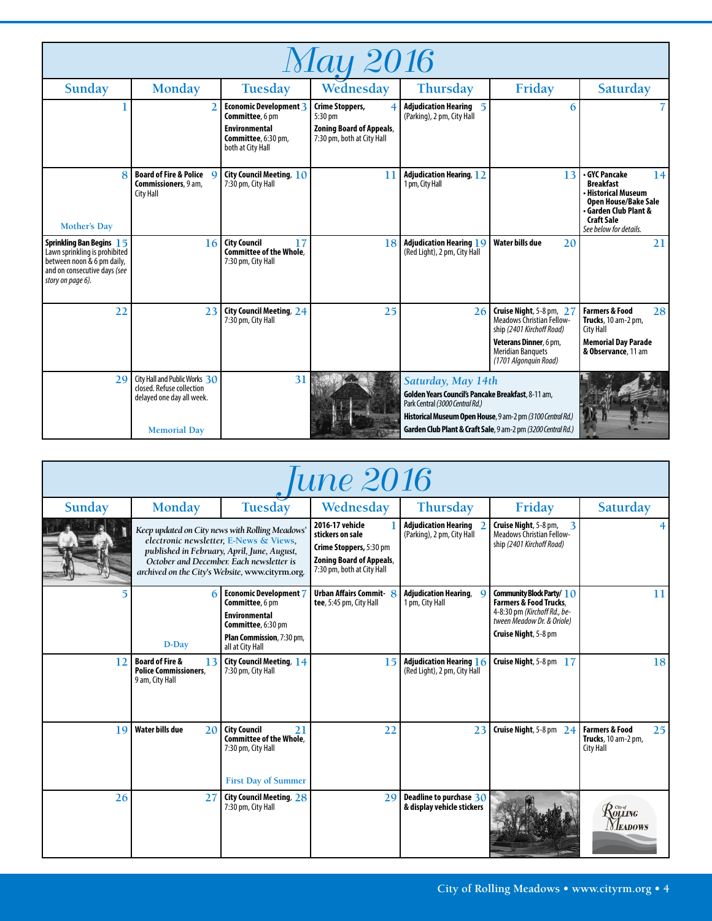# May 2016

| Sunday | Monday | Tuesday | Wednesday | Thursday | Friday | Saturday |
|---|---|---|---|---|---|---|
| 1 | 2 | 3 **Economic Development Committee**, 6 pm **Environmental Committee**, 6:30 pm, both at City Hall | 4 **Crime Stoppers**, 5:30 pm **Zoning Board of Appeals**, 7:30 pm, both at City Hall | 5 **Adjudication Hearing** (Parking), 2 pm, City Hall | 6 | 7 |
| 8 Mother's Day | 9 **Board of Fire & Police Commissioners**, 9 am, City Hall | 10 **City Council Meeting**, 7:30 pm, City Hall | 11 | 12 **Adjudication Hearing**, 1 pm, City Hall | 13 | 14 • **GYC Pancake Breakfast** • **Historical Museum Open House/Bake Sale** • **Garden Club Plant & Craft Sale** *See below for details.* |
| 15 **Sprinkling Ban Begins** Lawn sprinkling is prohibited between noon & 6 pm daily, and on consecutive days *(see story on page 6).* | 16 | 17 **City Council Committee of the Whole**, 7:30 pm, City Hall | 18 | 19 **Adjudication Hearing** (Red Light), 2 pm, City Hall | 20 **Water bills due** | 21 |
| 22 | 23 | 24 **City Council Meeting**, 7:30 pm, City Hall | 25 | 26 | 27 **Cruise Night**, 5-8 pm, Meadows Christian Fellowship *(2401 Kirchoff Road)* **Veterans Dinner**, 6 pm, Meridian Banquets *(1701 Algonquin Road)* | 28 **Farmers & Food Trucks**, 10 am-2 pm, City Hall **Memorial Day Parade & Observance**, 11 am |
| 29 | 30 City Hall and Public Works closed. Refuse collection delayed one day all week. Memorial Day | 31 | | *Saturday, May 14th* **Golden Years Council's Pancake Breakfast**, 8-11 am, Park Central *(3000 Central Rd.)* **Historical Museum Open House**, 9 am-2 pm *(3100 Central Rd.)* **Garden Club Plant & Craft Sale**, 9 am-2 pm *(3200 Central Rd.)* | | |

# June 2016

| Sunday | Monday | Tuesday | Wednesday | Thursday | Friday | Saturday |
|---|---|---|---|---|---|---|
| | *Keep updated on City news with Rolling Meadows' electronic newsletter, E-News & Views, published in February, April, June, August, October and December. Each newsletter is archived on the City's Website, www.cityrm.org.* | | 1 **2016-17 vehicle stickers on sale** **Crime Stoppers**, 5:30 pm **Zoning Board of Appeals**, 7:30 pm, both at City Hall | 2 **Adjudication Hearing** (Parking), 2 pm, City Hall | 3 **Cruise Night**, 5-8 pm, Meadows Christian Fellowship *(2401 Kirchoff Road)* | 4 |
| 5 | 6 D-Day | 7 **Economic Development Committee**, 6 pm **Environmental Committee**, 6:30 pm **Plan Commission**, 7:30 pm, all at City Hall | 8 **Urban Affairs Committee**, 5:45 pm, City Hall | 9 **Adjudication Hearing**, 1 pm, City Hall | 10 **Community Block Party/ Farmers & Food Trucks**, 4-8:30 pm *(Kirchoff Rd., between Meadow Dr. & Oriole)* **Cruise Night**, 5-8 pm | 11 |
| 12 | 13 **Board of Fire & Police Commissioners**, 9 am, City Hall | 14 **City Council Meeting**, 7:30 pm, City Hall | 15 | 16 **Adjudication Hearing** (Red Light), 2 pm, City Hall | 17 **Cruise Night**, 5-8 pm | 18 |
| 19 | 20 **Water bills due** | 21 **City Council Committee of the Whole**, 7:30 pm, City Hall First Day of Summer | 22 | 23 | 24 **Cruise Night**, 5-8 pm | 25 **Farmers & Food Trucks**, 10 am-2 pm, City Hall |
| 26 | 27 | 28 **City Council Meeting**, 7:30 pm, City Hall | 29 | 30 **Deadline to purchase & display vehicle stickers** | | City of Rolling Meadows |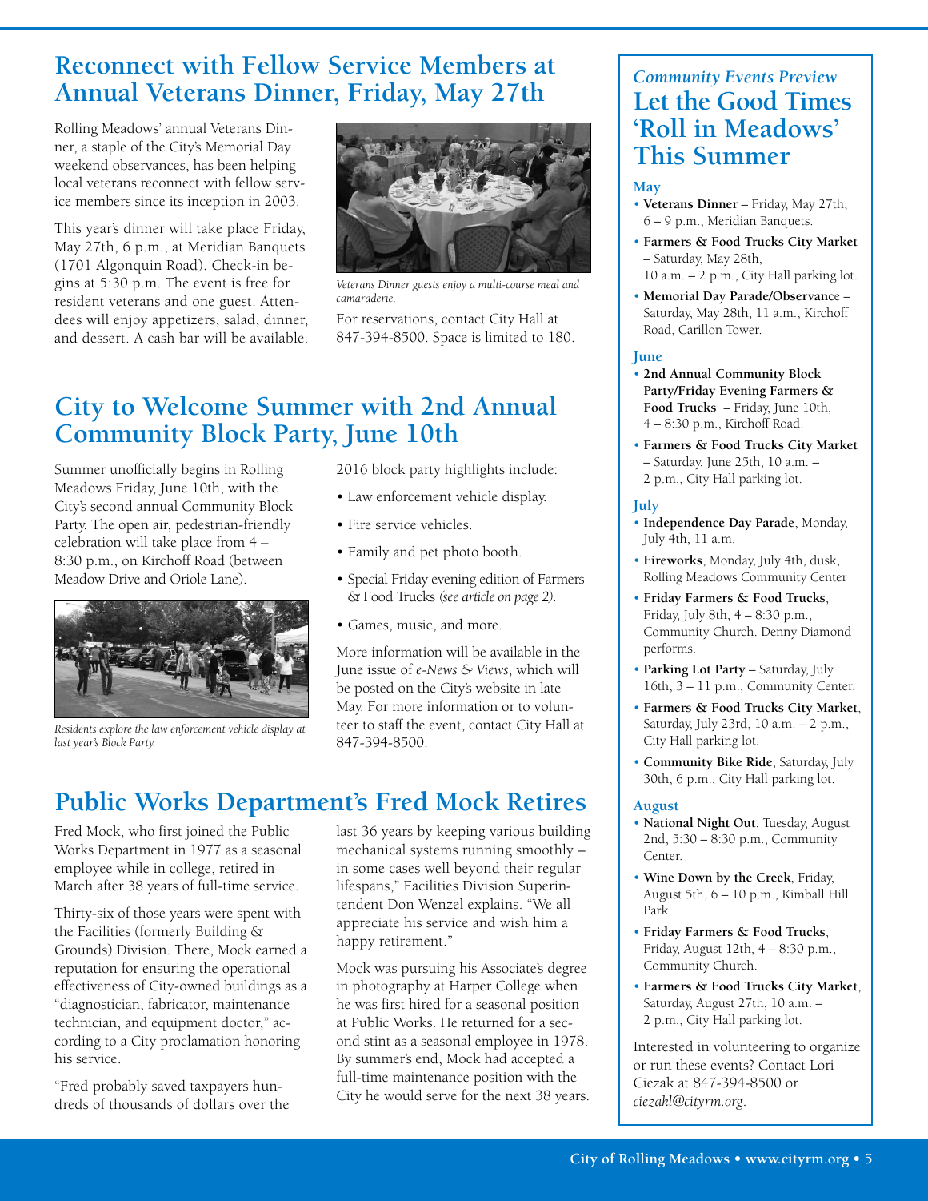## Reconnect with Fellow Service Members at Annual Veterans Dinner, Friday, May 27th

Rolling Meadows' annual Veterans Dinner, a staple of the City's Memorial Day weekend observances, has been helping local veterans reconnect with fellow service members since its inception in 2003.

This year's dinner will take place Friday, May 27th, 6 p.m., at Meridian Banquets (1701 Algonquin Road). Check-in begins at 5:30 p.m. The event is free for resident veterans and one guest. Attendees will enjoy appetizers, salad, dinner, and dessert. A cash bar will be available.

*Veterans Dinner guests enjoy a multi-course meal and camaraderie.*

For reservations, contact City Hall at 847-394-8500. Space is limited to 180.

## City to Welcome Summer with 2nd Annual Community Block Party, June 10th

Summer unofficially begins in Rolling Meadows Friday, June 10th, with the City's second annual Community Block Party. The open air, pedestrian-friendly celebration will take place from 4 – 8:30 p.m., on Kirchoff Road (between Meadow Drive and Oriole Lane).

*Residents explore the law enforcement vehicle display at last year's Block Party.*

2016 block party highlights include:

- Law enforcement vehicle display.
- Fire service vehicles.
- Family and pet photo booth.
- Special Friday evening edition of Farmers & Food Trucks *(see article on page 2)*.
- Games, music, and more.

More information will be available in the June issue of *e-News & Views*, which will be posted on the City's website in late May. For more information or to volunteer to staff the event, contact City Hall at 847-394-8500.

## Public Works Department's Fred Mock Retires

Fred Mock, who first joined the Public Works Department in 1977 as a seasonal employee while in college, retired in March after 38 years of full-time service.

Thirty-six of those years were spent with the Facilities (formerly Building & Grounds) Division. There, Mock earned a reputation for ensuring the operational effectiveness of City-owned buildings as a "diagnostician, fabricator, maintenance technician, and equipment doctor," according to a City proclamation honoring his service.

"Fred probably saved taxpayers hundreds of thousands of dollars over the last 36 years by keeping various building mechanical systems running smoothly – in some cases well beyond their regular lifespans," Facilities Division Superintendent Don Wenzel explains. "We all appreciate his service and wish him a happy retirement."

Mock was pursuing his Associate's degree in photography at Harper College when he was first hired for a seasonal position at Public Works. He returned for a second stint as a seasonal employee in 1978. By summer's end, Mock had accepted a full-time maintenance position with the City he would serve for the next 38 years.

---

*Community Events Preview*

## Let the Good Times 'Roll in Meadows' This Summer

### May

- **Veterans Dinner** – Friday, May 27th, 6 – 9 p.m., Meridian Banquets.
- **Farmers & Food Trucks City Market** – Saturday, May 28th, 10 a.m. – 2 p.m., City Hall parking lot.
- **Memorial Day Parade/Observance** – Saturday, May 28th, 11 a.m., Kirchoff Road, Carillon Tower.

### June

- **2nd Annual Community Block Party/Friday Evening Farmers & Food Trucks** – Friday, June 10th, 4 – 8:30 p.m., Kirchoff Road.
- **Farmers & Food Trucks City Market** – Saturday, June 25th, 10 a.m. – 2 p.m., City Hall parking lot.

### July

- **Independence Day Parade**, Monday, July 4th, 11 a.m.
- **Fireworks**, Monday, July 4th, dusk, Rolling Meadows Community Center
- **Friday Farmers & Food Trucks**, Friday, July 8th, 4 – 8:30 p.m., Community Church. Denny Diamond performs.
- **Parking Lot Party** – Saturday, July 16th, 3 – 11 p.m., Community Center.
- **Farmers & Food Trucks City Market**, Saturday, July 23rd, 10 a.m. – 2 p.m., City Hall parking lot.
- **Community Bike Ride**, Saturday, July 30th, 6 p.m., City Hall parking lot.

### August

- **National Night Out**, Tuesday, August 2nd, 5:30 – 8:30 p.m., Community Center.
- **Wine Down by the Creek**, Friday, August 5th, 6 – 10 p.m., Kimball Hill Park.
- **Friday Farmers & Food Trucks**, Friday, August 12th, 4 – 8:30 p.m., Community Church.
- **Farmers & Food Trucks City Market**, Saturday, August 27th, 10 a.m. – 2 p.m., City Hall parking lot.

Interested in volunteering to organize or run these events? Contact Lori Ciezak at 847-394-8500 or *ciezakl@cityrm.org*.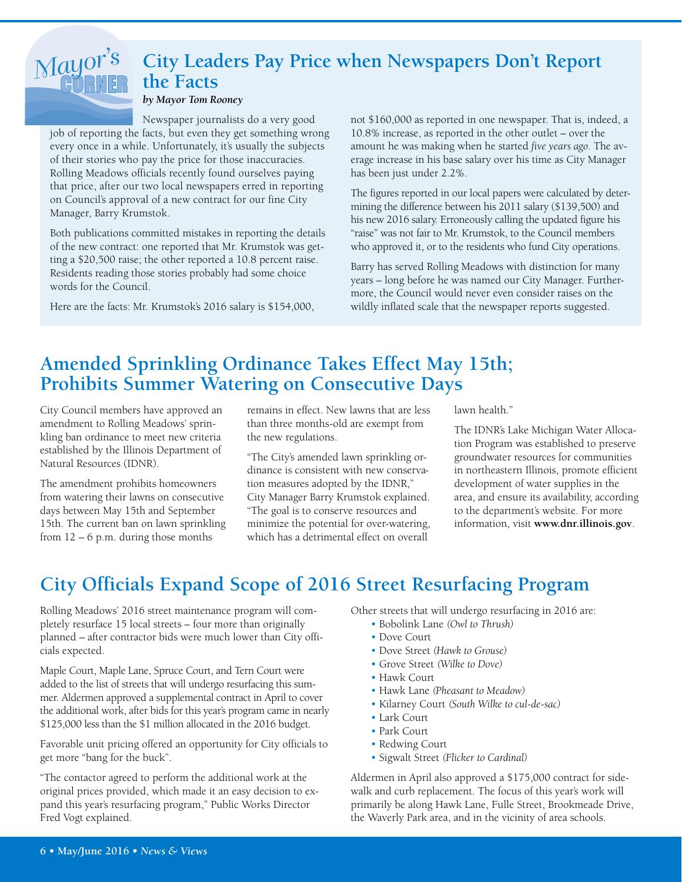Mayor's CORNER

## City Leaders Pay Price when Newspapers Don't Report the Facts

***by Mayor Tom Rooney***

Newspaper journalists do a very good job of reporting the facts, but even they get something wrong every once in a while. Unfortunately, it's usually the subjects of their stories who pay the price for those inaccuracies. Rolling Meadows officials recently found ourselves paying that price, after our two local newspapers erred in reporting on Council's approval of a new contract for our fine City Manager, Barry Krumstok.

Both publications committed mistakes in reporting the details of the new contract: one reported that Mr. Krumstok was getting a $20,500 raise; the other reported a 10.8 percent raise. Residents reading those stories probably had some choice words for the Council.

Here are the facts: Mr. Krumstok's 2016 salary is $154,000, not $160,000 as reported in one newspaper. That is, indeed, a 10.8% increase, as reported in the other outlet – over the amount he was making when he started *five years ago*. The average increase in his base salary over his time as City Manager has been just under 2.2%.

The figures reported in our local papers were calculated by determining the difference between his 2011 salary ($139,500) and his new 2016 salary. Erroneously calling the updated figure his "raise" was not fair to Mr. Krumstok, to the Council members who approved it, or to the residents who fund City operations.

Barry has served Rolling Meadows with distinction for many years – long before he was named our City Manager. Furthermore, the Council would never even consider raises on the wildly inflated scale that the newspaper reports suggested.

## Amended Sprinkling Ordinance Takes Effect May 15th; Prohibits Summer Watering on Consecutive Days

City Council members have approved an amendment to Rolling Meadows' sprinkling ban ordinance to meet new criteria established by the Illinois Department of Natural Resources (IDNR).

The amendment prohibits homeowners from watering their lawns on consecutive days between May 15th and September 15th. The current ban on lawn sprinkling from 12 – 6 p.m. during those months remains in effect. New lawns that are less than three months-old are exempt from the new regulations.

"The City's amended lawn sprinkling ordinance is consistent with new conservation measures adopted by the IDNR," City Manager Barry Krumstok explained. "The goal is to conserve resources and minimize the potential for over-watering, which has a detrimental effect on overall lawn health."

The IDNR's Lake Michigan Water Allocation Program was established to preserve groundwater resources for communities in northeastern Illinois, promote efficient development of water supplies in the area, and ensure its availability, according to the department's website. For more information, visit **www.dnr.illinois.gov**.

## City Officials Expand Scope of 2016 Street Resurfacing Program

Rolling Meadows' 2016 street maintenance program will completely resurface 15 local streets – four more than originally planned – after contractor bids were much lower than City officials expected.

Maple Court, Maple Lane, Spruce Court, and Tern Court were added to the list of streets that will undergo resurfacing this summer. Aldermen approved a supplemental contract in April to cover the additional work, after bids for this year's program came in nearly $125,000 less than the $1 million allocated in the 2016 budget.

Favorable unit pricing offered an opportunity for City officials to get more "bang for the buck".

"The contactor agreed to perform the additional work at the original prices provided, which made it an easy decision to expand this year's resurfacing program," Public Works Director Fred Vogt explained.

Other streets that will undergo resurfacing in 2016 are:

- Bobolink Lane *(Owl to Thrush)*
- Dove Court
- Dove Street *(Hawk to Grouse)*
- Grove Street *(Wilke to Dove)*
- Hawk Court
- Hawk Lane *(Pheasant to Meadow)*
- Kilarney Court *(South Wilke to cul-de-sac)*
- Lark Court
- Park Court
- Redwing Court
- Sigwalt Street *(Flicker to Cardinal)*

Aldermen in April also approved a $175,000 contract for sidewalk and curb replacement. The focus of this year's work will primarily be along Hawk Lane, Fulle Street, Brookmeade Drive, the Waverly Park area, and in the vicinity of area schools.